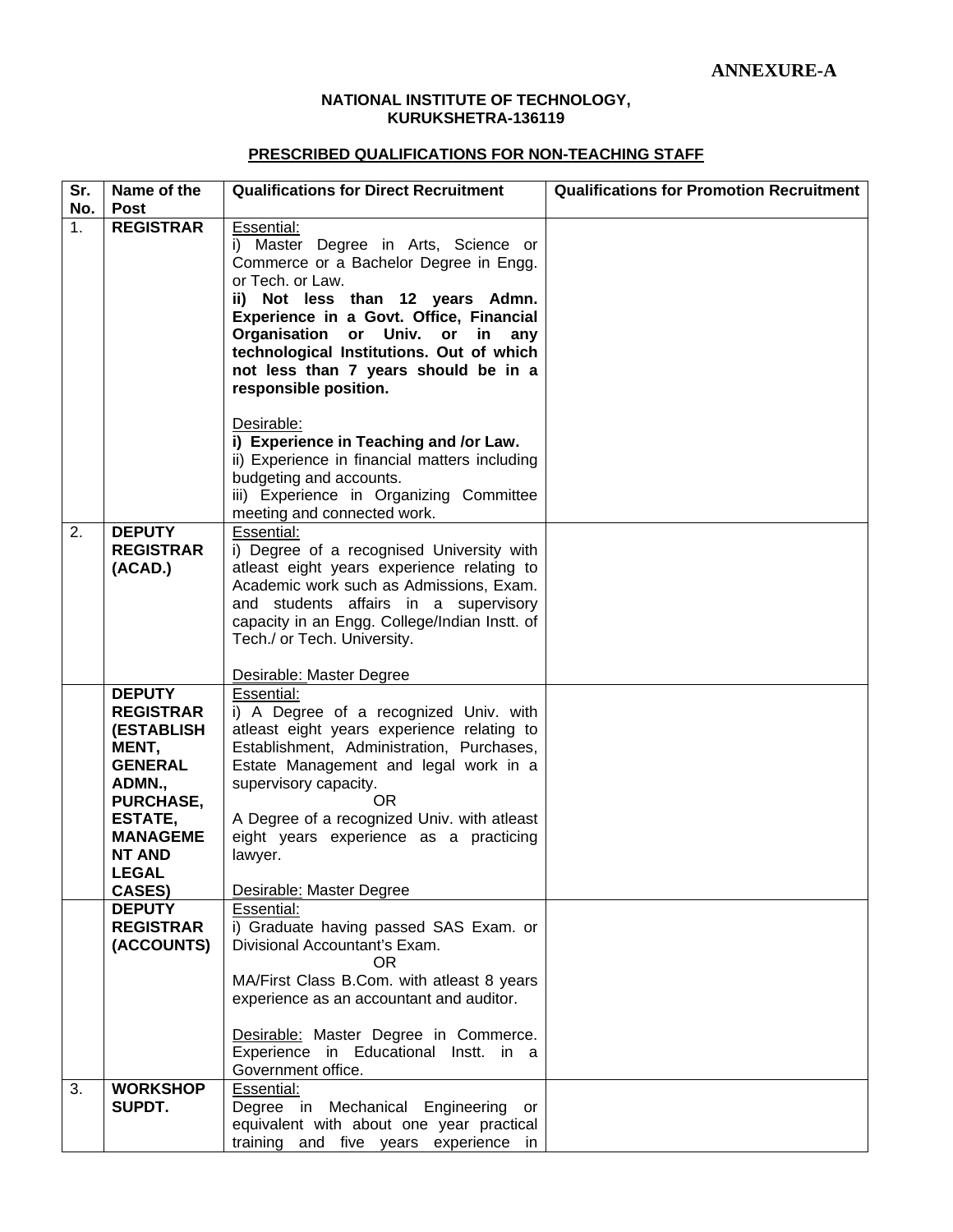**ANNEXURE-A**

**NATIONAL INSTITUTE OF TECHNOLOGY, KURUKSHETRA-136119**

**PRESCRIBED QUALIFICATIONS FOR NON-TEACHING STAFF**

| Sr. No. | Name of the Post | Qualifications for Direct Recruitment | Qualifications for Promotion Recruitment |
|---|---|---|---|
| 1. | **REGISTRAR** | Essential:<br>i) Master Degree in Arts, Science or Commerce or a Bachelor Degree in Engg. or Tech. or Law.<br>**ii) Not less than 12 years Admn. Experience in a Govt. Office, Financial Organisation or Univ. or in any technological Institutions. Out of which not less than 7 years should be in a responsible position.**<br><br>Desirable:<br>**i) Experience in Teaching and /or Law.**<br>ii) Experience in financial matters including budgeting and accounts.<br>iii) Experience in Organizing Committee meeting and connected work. | |
| 2. | **DEPUTY REGISTRAR (ACAD.)** | Essential:<br>i) Degree of a recognised University with atleast eight years experience relating to Academic work such as Admissions, Exam. and students affairs in a supervisory capacity in an Engg. College/Indian Instt. of Tech./ or Tech. University.<br><br>Desirable: Master Degree | |
| | **DEPUTY REGISTRAR (ESTABLISHMENT, GENERAL ADMN., PURCHASE, ESTATE, MANAGEMENT AND LEGAL CASES)** | Essential:<br>i) A Degree of a recognized Univ. with atleast eight years experience relating to Establishment, Administration, Purchases, Estate Management and legal work in a supervisory capacity.<br>OR<br>A Degree of a recognized Univ. with atleast eight years experience as a practicing lawyer.<br><br>Desirable: Master Degree | |
| | **DEPUTY REGISTRAR (ACCOUNTS)** | Essential:<br>i) Graduate having passed SAS Exam. or Divisional Accountant's Exam.<br>OR<br>MA/First Class B.Com. with atleast 8 years experience as an accountant and auditor.<br><br>Desirable: Master Degree in Commerce. Experience in Educational Instt. in a Government office. | |
| 3. | **WORKSHOP SUPDT.** | Essential:<br>Degree in Mechanical Engineering or equivalent with about one year practical training and five years experience in | |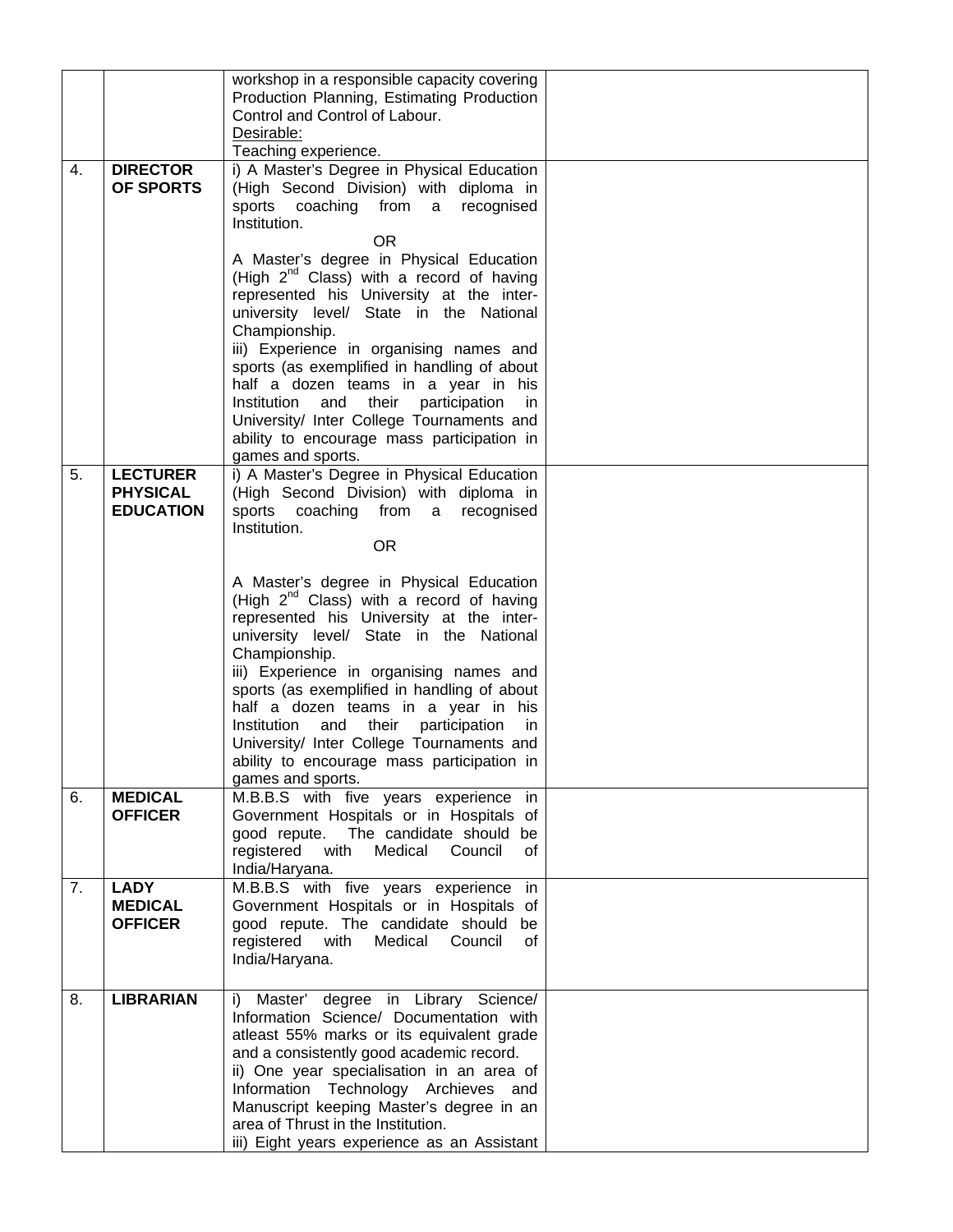| | | | |
|---|---|---|---|
| | | workshop in a responsible capacity covering Production Planning, Estimating Production Control and Control of Labour.<br>Desirable:<br>Teaching experience. | |
| 4. | **DIRECTOR OF SPORTS** | i) A Master's Degree in Physical Education (High Second Division) with diploma in sports coaching from a recognised Institution.<br>OR<br>A Master's degree in Physical Education (High 2nd Class) with a record of having represented his University at the inter-university level/ State in the National Championship.<br>iii) Experience in organising names and sports (as exemplified in handling of about half a dozen teams in a year in his Institution and their participation in University/ Inter College Tournaments and ability to encourage mass participation in games and sports. | |
| 5. | **LECTURER PHYSICAL EDUCATION** | i) A Master's Degree in Physical Education (High Second Division) with diploma in sports coaching from a recognised Institution.<br>OR<br>A Master's degree in Physical Education (High 2nd Class) with a record of having represented his University at the inter-university level/ State in the National Championship.<br>iii) Experience in organising names and sports (as exemplified in handling of about half a dozen teams in a year in his Institution and their participation in University/ Inter College Tournaments and ability to encourage mass participation in games and sports. | |
| 6. | **MEDICAL OFFICER** | M.B.B.S with five years experience in Government Hospitals or in Hospitals of good repute. The candidate should be registered with Medical Council of India/Haryana. | |
| 7. | **LADY MEDICAL OFFICER** | M.B.B.S with five years experience in Government Hospitals or in Hospitals of good repute. The candidate should be registered with Medical Council of India/Haryana. | |
| 8. | **LIBRARIAN** | i) Master' degree in Library Science/ Information Science/ Documentation with atleast 55% marks or its equivalent grade and a consistently good academic record.<br>ii) One year specialisation in an area of Information Technology Archieves and Manuscript keeping Master's degree in an area of Thrust in the Institution.<br>iii) Eight years experience as an Assistant | |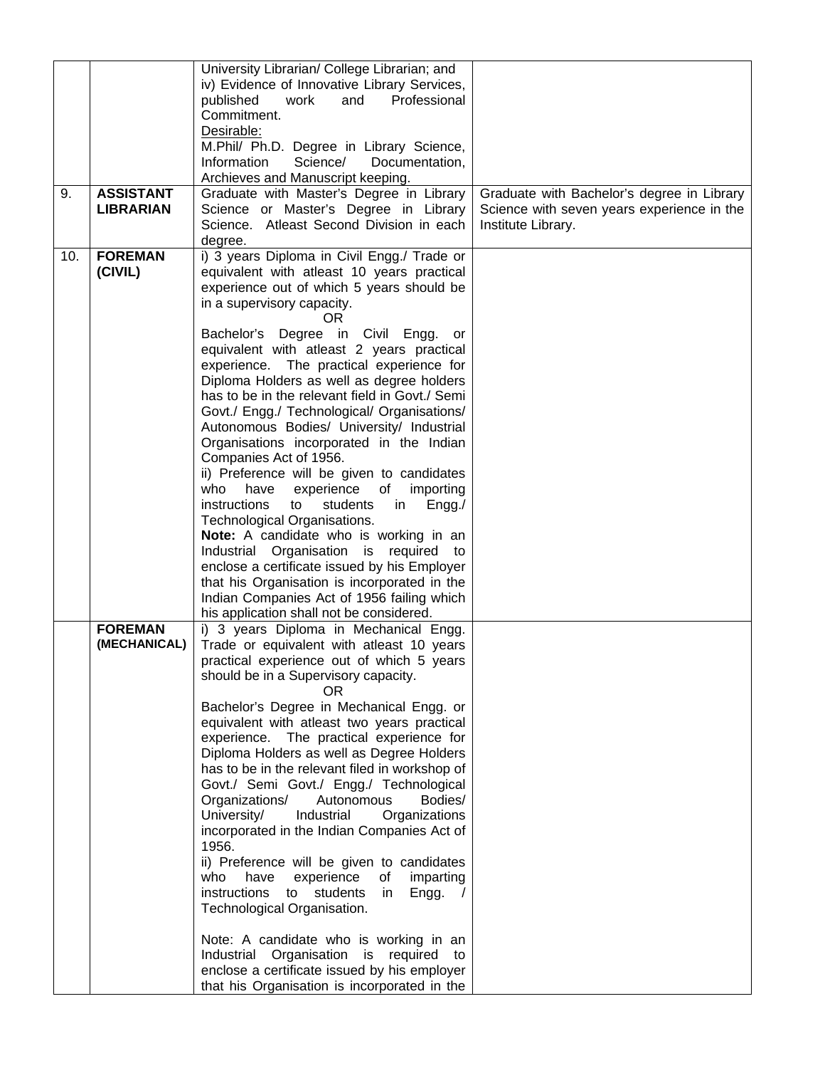| | | | |
|---|---|---|---|
| | | University Librarian/ College Librarian; and<br>iv) Evidence of Innovative Library Services, published work and Professional Commitment.<br>Desirable:<br>M.Phil/ Ph.D. Degree in Library Science, Information Science/ Documentation, Archieves and Manuscript keeping. | |
| 9. | **ASSISTANT LIBRARIAN** | Graduate with Master's Degree in Library Science or Master's Degree in Library Science. Atleast Second Division in each degree. | Graduate with Bachelor's degree in Library Science with seven years experience in the Institute Library. |
| 10. | **FOREMAN (CIVIL)** | i) 3 years Diploma in Civil Engg./ Trade or equivalent with atleast 10 years practical experience out of which 5 years should be in a supervisory capacity.<br>OR<br>Bachelor's Degree in Civil Engg. or equivalent with atleast 2 years practical experience. The practical experience for Diploma Holders as well as degree holders has to be in the relevant field in Govt./ Semi Govt./ Engg./ Technological/ Organisations/ Autonomous Bodies/ University/ Industrial Organisations incorporated in the Indian Companies Act of 1956.<br>ii) Preference will be given to candidates who have experience of importing instructions to students in Engg./ Technological Organisations.<br>**Note:** A candidate who is working in an Industrial Organisation is required to enclose a certificate issued by his Employer that his Organisation is incorporated in the Indian Companies Act of 1956 failing which his application shall not be considered. | |
| | **FOREMAN (MECHANICAL)** | i) 3 years Diploma in Mechanical Engg. Trade or equivalent with atleast 10 years practical experience out of which 5 years should be in a Supervisory capacity.<br>OR<br>Bachelor's Degree in Mechanical Engg. or equivalent with atleast two years practical experience. The practical experience for Diploma Holders as well as Degree Holders has to be in the relevant filed in workshop of Govt./ Semi Govt./ Engg./ Technological Organizations/ Autonomous Bodies/ University/ Industrial Organizations incorporated in the Indian Companies Act of 1956.<br>ii) Preference will be given to candidates who have experience of imparting instructions to students in Engg. / Technological Organisation.<br><br>Note: A candidate who is working in an Industrial Organisation is required to enclose a certificate issued by his employer that his Organisation is incorporated in the | |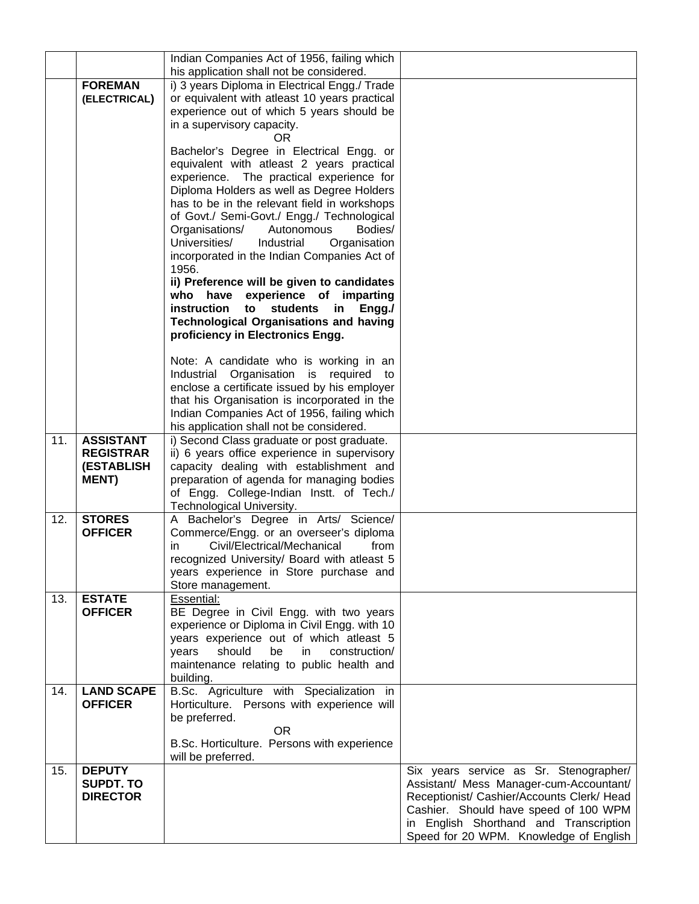| | | | |
|---|---|---|---|
| | | Indian Companies Act of 1956, failing which his application shall not be considered. | |
| | **FOREMAN (ELECTRICAL)** | i) 3 years Diploma in Electrical Engg./ Trade or equivalent with atleast 10 years practical experience out of which 5 years should be in a supervisory capacity.<br>OR<br>Bachelor's Degree in Electrical Engg. or equivalent with atleast 2 years practical experience. The practical experience for Diploma Holders as well as Degree Holders has to be in the relevant field in workshops of Govt./ Semi-Govt./ Engg./ Technological Organisations/ Autonomous Bodies/ Universities/ Industrial Organisation incorporated in the Indian Companies Act of 1956.<br>**ii) Preference will be given to candidates who have experience of imparting instruction to students in Engg./ Technological Organisations and having proficiency in Electronics Engg.**<br><br>Note: A candidate who is working in an Industrial Organisation is required to enclose a certificate issued by his employer that his Organisation is incorporated in the Indian Companies Act of 1956, failing which his application shall not be considered. | |
| 11. | **ASSISTANT REGISTRAR (ESTABLISHMENT)** | i) Second Class graduate or post graduate.<br>ii) 6 years office experience in supervisory capacity dealing with establishment and preparation of agenda for managing bodies of Engg. College-Indian Instt. of Tech./ Technological University. | |
| 12. | **STORES OFFICER** | A Bachelor's Degree in Arts/ Science/ Commerce/Engg. or an overseer's diploma in Civil/Electrical/Mechanical from recognized University/ Board with atleast 5 years experience in Store purchase and Store management. | |
| 13. | **ESTATE OFFICER** | Essential:<br>BE Degree in Civil Engg. with two years experience or Diploma in Civil Engg. with 10 years experience out of which atleast 5 years should be in construction/ maintenance relating to public health and building. | |
| 14. | **LAND SCAPE OFFICER** | B.Sc. Agriculture with Specialization in Horticulture. Persons with experience will be preferred.<br>OR<br>B.Sc. Horticulture. Persons with experience will be preferred. | |
| 15. | **DEPUTY SUPDT. TO DIRECTOR** | | Six years service as Sr. Stenographer/ Assistant/ Mess Manager-cum-Accountant/ Receptionist/ Cashier/Accounts Clerk/ Head Cashier. Should have speed of 100 WPM in English Shorthand and Transcription Speed for 20 WPM. Knowledge of English |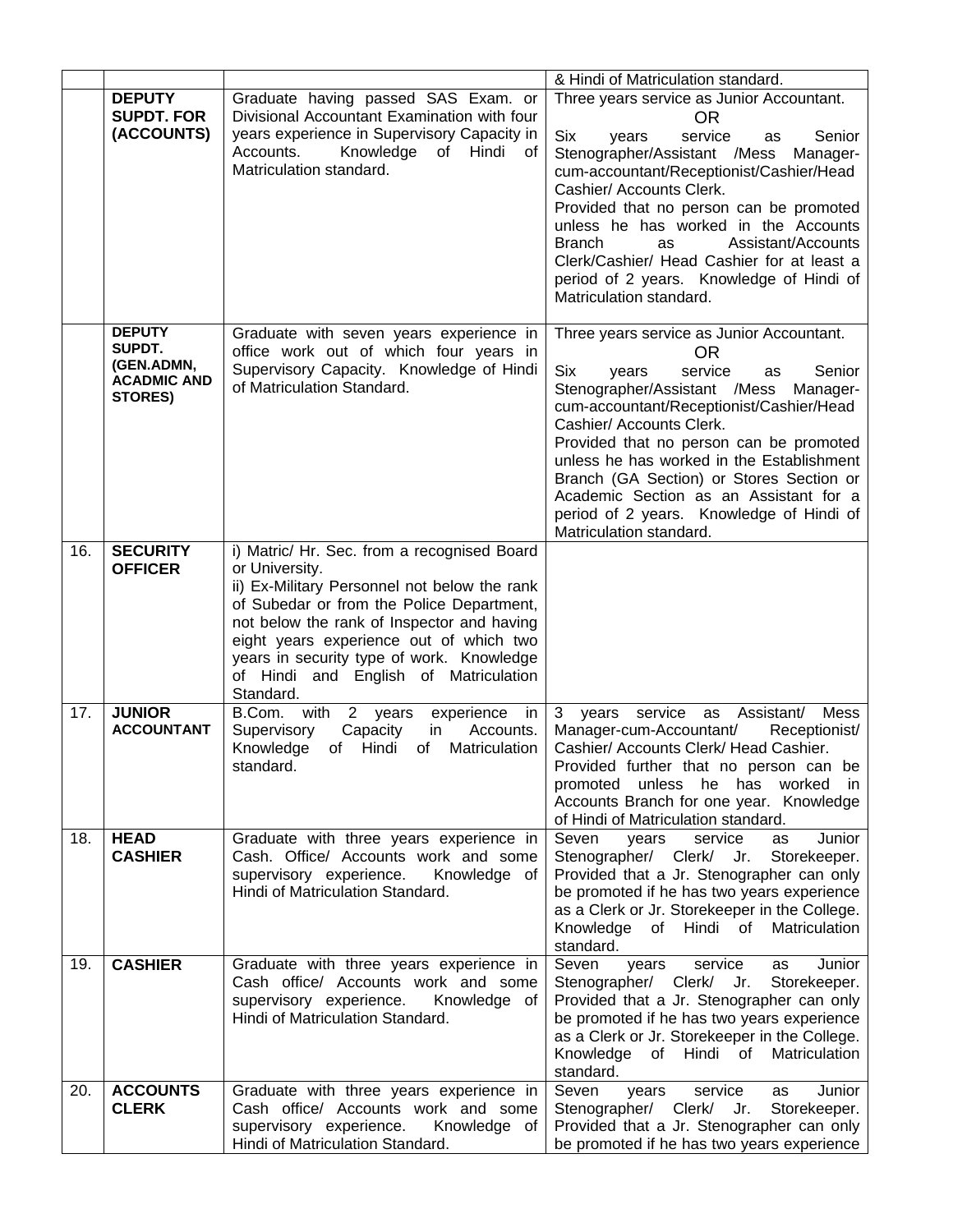| | | | |
|---|---|---|---|
| | | | & Hindi of Matriculation standard. |
| | **DEPUTY SUPDT. FOR (ACCOUNTS)** | Graduate having passed SAS Exam. or Divisional Accountant Examination with four years experience in Supervisory Capacity in Accounts. Knowledge of Hindi of Matriculation standard. | Three years service as Junior Accountant.<br>OR<br>Six years service as Senior Stenographer/Assistant /Mess Manager-cum-accountant/Receptionist/Cashier/Head Cashier/ Accounts Clerk.<br>Provided that no person can be promoted unless he has worked in the Accounts Branch as Assistant/Accounts Clerk/Cashier/ Head Cashier for at least a period of 2 years. Knowledge of Hindi of Matriculation standard. |
| | **DEPUTY SUPDT. (GEN.ADMN, ACADMIC AND STORES)** | Graduate with seven years experience in office work out of which four years in Supervisory Capacity. Knowledge of Hindi of Matriculation Standard. | Three years service as Junior Accountant.<br>OR<br>Six years service as Senior Stenographer/Assistant /Mess Manager-cum-accountant/Receptionist/Cashier/Head Cashier/ Accounts Clerk.<br>Provided that no person can be promoted unless he has worked in the Establishment Branch (GA Section) or Stores Section or Academic Section as an Assistant for a period of 2 years. Knowledge of Hindi of Matriculation standard. |
| 16. | **SECURITY OFFICER** | i) Matric/ Hr. Sec. from a recognised Board or University.<br>ii) Ex-Military Personnel not below the rank of Subedar or from the Police Department, not below the rank of Inspector and having eight years experience out of which two years in security type of work. Knowledge of Hindi and English of Matriculation Standard. | |
| 17. | **JUNIOR ACCOUNTANT** | B.Com. with 2 years experience in Supervisory Capacity in Accounts. Knowledge of Hindi of Matriculation standard. | 3 years service as Assistant/ Mess Manager-cum-Accountant/ Receptionist/ Cashier/ Accounts Clerk/ Head Cashier.<br>Provided further that no person can be promoted unless he has worked in Accounts Branch for one year. Knowledge of Hindi of Matriculation standard. |
| 18. | **HEAD CASHIER** | Graduate with three years experience in Cash. Office/ Accounts work and some supervisory experience. Knowledge of Hindi of Matriculation Standard. | Seven years service as Junior Stenographer/ Clerk/ Jr. Storekeeper.<br>Provided that a Jr. Stenographer can only be promoted if he has two years experience as a Clerk or Jr. Storekeeper in the College. Knowledge of Hindi of Matriculation standard. |
| 19. | **CASHIER** | Graduate with three years experience in Cash office/ Accounts work and some supervisory experience. Knowledge of Hindi of Matriculation Standard. | Seven years service as Junior Stenographer/ Clerk/ Jr. Storekeeper.<br>Provided that a Jr. Stenographer can only be promoted if he has two years experience as a Clerk or Jr. Storekeeper in the College. Knowledge of Hindi of Matriculation standard. |
| 20. | **ACCOUNTS CLERK** | Graduate with three years experience in Cash office/ Accounts work and some supervisory experience. Knowledge of Hindi of Matriculation Standard. | Seven years service as Junior Stenographer/ Clerk/ Jr. Storekeeper.<br>Provided that a Jr. Stenographer can only be promoted if he has two years experience |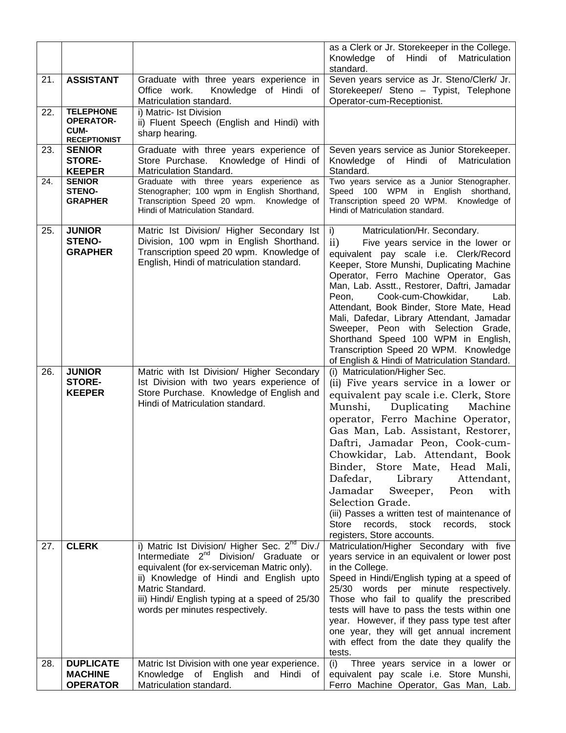| | | | |
|---|---|---|---|
| | | | as a Clerk or Jr. Storekeeper in the College. Knowledge of Hindi of Matriculation standard. |
| 21. | **ASSISTANT** | Graduate with three years experience in Office work. Knowledge of Hindi of Matriculation standard. | Seven years service as Jr. Steno/Clerk/ Jr. Storekeeper/ Steno – Typist, Telephone Operator-cum-Receptionist. |
| 22. | **TELEPHONE OPERATOR-CUM-RECEPTIONIST** | i) Matric- Ist Division<br>ii) Fluent Speech (English and Hindi) with sharp hearing. | |
| 23. | **SENIOR STORE-KEEPER** | Graduate with three years experience of Store Purchase. Knowledge of Hindi of Matriculation Standard. | Seven years service as Junior Storekeeper. Knowledge of Hindi of Matriculation Standard. |
| 24. | **SENIOR STENO-GRAPHER** | Graduate with three years experience as Stenographer; 100 wpm in English Shorthand, Transcription Speed 20 wpm. Knowledge of Hindi of Matriculation Standard. | Two years service as a Junior Stenographer. Speed 100 WPM in English shorthand, Transcription speed 20 WPM. Knowledge of Hindi of Matriculation standard. |
| 25. | **JUNIOR STENO-GRAPHER** | Matric Ist Division/ Higher Secondary Ist Division, 100 wpm in English Shorthand. Transcription speed 20 wpm. Knowledge of English, Hindi of matriculation standard. | i) Matriculation/Hr. Secondary.<br>ii) Five years service in the lower or equivalent pay scale i.e. Clerk/Record Keeper, Store Munshi, Duplicating Machine Operator, Ferro Machine Operator, Gas Man, Lab. Asstt., Restorer, Daftri, Jamadar Peon, Cook-cum-Chowkidar, Lab. Attendant, Book Binder, Store Mate, Head Mali, Dafedar, Library Attendant, Jamadar Sweeper, Peon with Selection Grade, Shorthand Speed 100 WPM in English, Transcription Speed 20 WPM. Knowledge of English & Hindi of Matriculation Standard. |
| 26. | **JUNIOR STORE-KEEPER** | Matric with Ist Division/ Higher Secondary Ist Division with two years experience of Store Purchase. Knowledge of English and Hindi of Matriculation standard. | (i) Matriculation/Higher Sec.<br>(ii) Five years service in a lower or equivalent pay scale i.e. Clerk, Store Munshi, Duplicating Machine operator, Ferro Machine Operator, Gas Man, Lab. Assistant, Restorer, Daftri, Jamadar Peon, Cook-cum-Chowkidar, Lab. Attendant, Book Binder, Store Mate, Head Mali, Dafedar, Library Attendant, Jamadar Sweeper, Peon with Selection Grade.<br>(iii) Passes a written test of maintenance of Store records, stock records, stock registers, Store accounts. |
| 27. | **CLERK** | i) Matric Ist Division/ Higher Sec. 2nd Div./ Intermediate 2nd Division/ Graduate or equivalent (for ex-serviceman Matric only).<br>ii) Knowledge of Hindi and English upto Matric Standard.<br>iii) Hindi/ English typing at a speed of 25/30 words per minutes respectively. | Matriculation/Higher Secondary with five years service in an equivalent or lower post in the College.<br>Speed in Hindi/English typing at a speed of 25/30 words per minute respectively. Those who fail to qualify the prescribed tests will have to pass the tests within one year. However, if they pass type test after one year, they will get annual increment with effect from the date they qualify the tests. |
| 28. | **DUPLICATE MACHINE OPERATOR** | Matric Ist Division with one year experience. Knowledge of English and Hindi of Matriculation standard. | (i) Three years service in a lower or equivalent pay scale i.e. Store Munshi, Ferro Machine Operator, Gas Man, Lab. |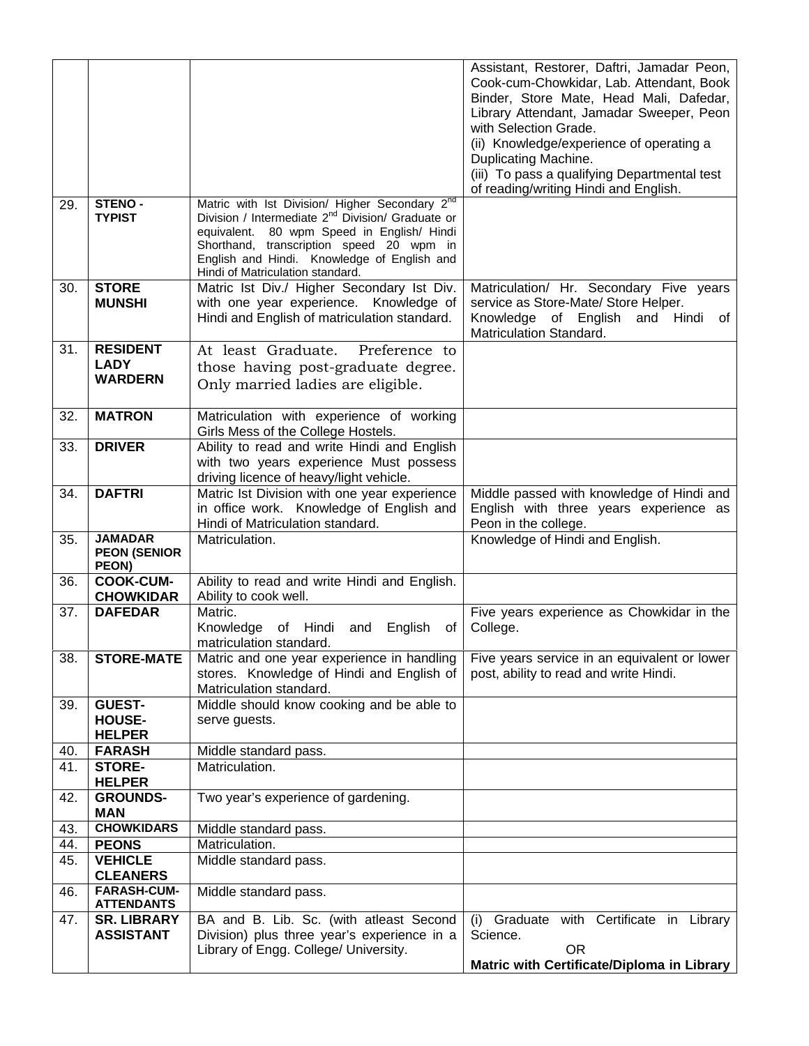|  |  |  |  |
|---|---|---|---|
|  |  |  | Assistant, Restorer, Daftri, Jamadar Peon, Cook-cum-Chowkidar, Lab. Attendant, Book Binder, Store Mate, Head Mali, Dafedar, Library Attendant, Jamadar Sweeper, Peon with Selection Grade.<br>(ii) Knowledge/experience of operating a Duplicating Machine.<br>(iii) To pass a qualifying Departmental test of reading/writing Hindi and English. |
| 29. | **STENO - TYPIST** | Matric with Ist Division/ Higher Secondary 2nd Division / Intermediate 2nd Division/ Graduate or equivalent. 80 wpm Speed in English/ Hindi Shorthand, transcription speed 20 wpm in English and Hindi. Knowledge of English and Hindi of Matriculation standard. |  |
| 30. | **STORE MUNSHI** | Matric Ist Div./ Higher Secondary Ist Div. with one year experience. Knowledge of Hindi and English of matriculation standard. | Matriculation/ Hr. Secondary Five years service as Store-Mate/ Store Helper. Knowledge of English and Hindi of Matriculation Standard. |
| 31. | **RESIDENT LADY WARDERN** | At least Graduate. Preference to those having post-graduate degree. Only married ladies are eligible. |  |
| 32. | **MATRON** | Matriculation with experience of working Girls Mess of the College Hostels. |  |
| 33. | **DRIVER** | Ability to read and write Hindi and English with two years experience Must possess driving licence of heavy/light vehicle. |  |
| 34. | **DAFTRI** | Matric Ist Division with one year experience in office work. Knowledge of English and Hindi of Matriculation standard. | Middle passed with knowledge of Hindi and English with three years experience as Peon in the college. |
| 35. | **JAMADAR PEON (SENIOR PEON)** | Matriculation. | Knowledge of Hindi and English. |
| 36. | **COOK-CUM-CHOWKIDAR** | Ability to read and write Hindi and English. Ability to cook well. |  |
| 37. | **DAFEDAR** | Matric.<br>Knowledge of Hindi and English of matriculation standard. | Five years experience as Chowkidar in the College. |
| 38. | **STORE-MATE** | Matric and one year experience in handling stores. Knowledge of Hindi and English of Matriculation standard. | Five years service in an equivalent or lower post, ability to read and write Hindi. |
| 39. | **GUEST-HOUSE-HELPER** | Middle should know cooking and be able to serve guests. |  |
| 40. | **FARASH** | Middle standard pass. |  |
| 41. | **STORE-HELPER** | Matriculation. |  |
| 42. | **GROUNDS-MAN** | Two year's experience of gardening. |  |
| 43. | **CHOWKIDARS** | Middle standard pass. |  |
| 44. | **PEONS** | Matriculation. |  |
| 45. | **VEHICLE CLEANERS** | Middle standard pass. |  |
| 46. | **FARASH-CUM-ATTENDANTS** | Middle standard pass. |  |
| 47. | **SR. LIBRARY ASSISTANT** | BA and B. Lib. Sc. (with atleast Second Division) plus three year's experience in a Library of Engg. College/ University. | (i) Graduate with Certificate in Library Science.<br>OR<br>**Matric with Certificate/Diploma in Library** |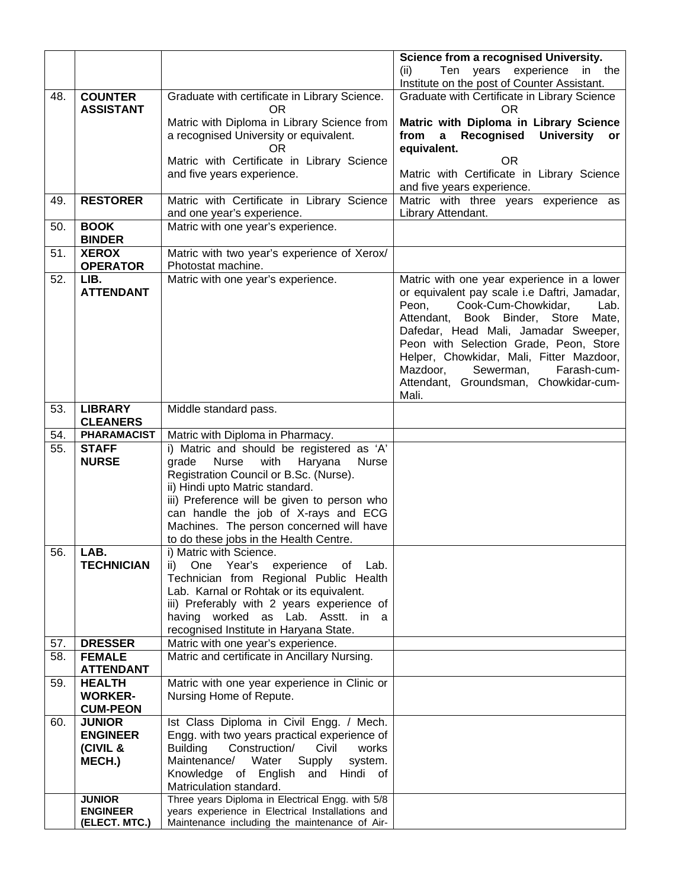| | | | |
|---|---|---|---|
| | | | **Science from a recognised University.** (ii) Ten years experience in the Institute on the post of Counter Assistant. |
| 48. | **COUNTER ASSISTANT** | Graduate with certificate in Library Science. OR Matric with Diploma in Library Science from a recognised University or equivalent. OR Matric with Certificate in Library Science and five years experience. | Graduate with Certificate in Library Science OR **Matric with Diploma in Library Science from a Recognised University or equivalent.** OR Matric with Certificate in Library Science and five years experience. |
| 49. | **RESTORER** | Matric with Certificate in Library Science and one year's experience. | Matric with three years experience as Library Attendant. |
| 50. | **BOOK BINDER** | Matric with one year's experience. | |
| 51. | **XEROX OPERATOR** | Matric with two year's experience of Xerox/ Photostat machine. | |
| 52. | **LIB. ATTENDANT** | Matric with one year's experience. | Matric with one year experience in a lower or equivalent pay scale i.e Daftri, Jamadar, Peon, Cook-Cum-Chowkidar, Lab. Attendant, Book Binder, Store Mate, Dafedar, Head Mali, Jamadar Sweeper, Peon with Selection Grade, Peon, Store Helper, Chowkidar, Mali, Fitter Mazdoor, Mazdoor, Sewerman, Farash-cum-Attendant, Groundsman, Chowkidar-cum-Mali. |
| 53. | **LIBRARY CLEANERS** | Middle standard pass. | |
| 54. | **PHARAMACIST** | Matric with Diploma in Pharmacy. | |
| 55. | **STAFF NURSE** | i) Matric and should be registered as 'A' grade Nurse with Haryana Nurse Registration Council or B.Sc. (Nurse). ii) Hindi upto Matric standard. iii) Preference will be given to person who can handle the job of X-rays and ECG Machines. The person concerned will have to do these jobs in the Health Centre. | |
| 56. | **LAB. TECHNICIAN** | i) Matric with Science. ii) One Year's experience of Lab. Technician from Regional Public Health Lab. Karnal or Rohtak or its equivalent. iii) Preferably with 2 years experience of having worked as Lab. Asstt. in a recognised Institute in Haryana State. | |
| 57. | **DRESSER** | Matric with one year's experience. | |
| 58. | **FEMALE ATTENDANT** | Matric and certificate in Ancillary Nursing. | |
| 59. | **HEALTH WORKER-CUM-PEON** | Matric with one year experience in Clinic or Nursing Home of Repute. | |
| 60. | **JUNIOR ENGINEER (CIVIL & MECH.)** | Ist Class Diploma in Civil Engg. / Mech. Engg. with two years practical experience of Building Construction/ Civil works Maintenance/ Water Supply system. Knowledge of English and Hindi of Matriculation standard. | |
| | **JUNIOR ENGINEER (ELECT. MTC.)** | Three years Diploma in Electrical Engg. with 5/8 years experience in Electrical Installations and Maintenance including the maintenance of Air- | |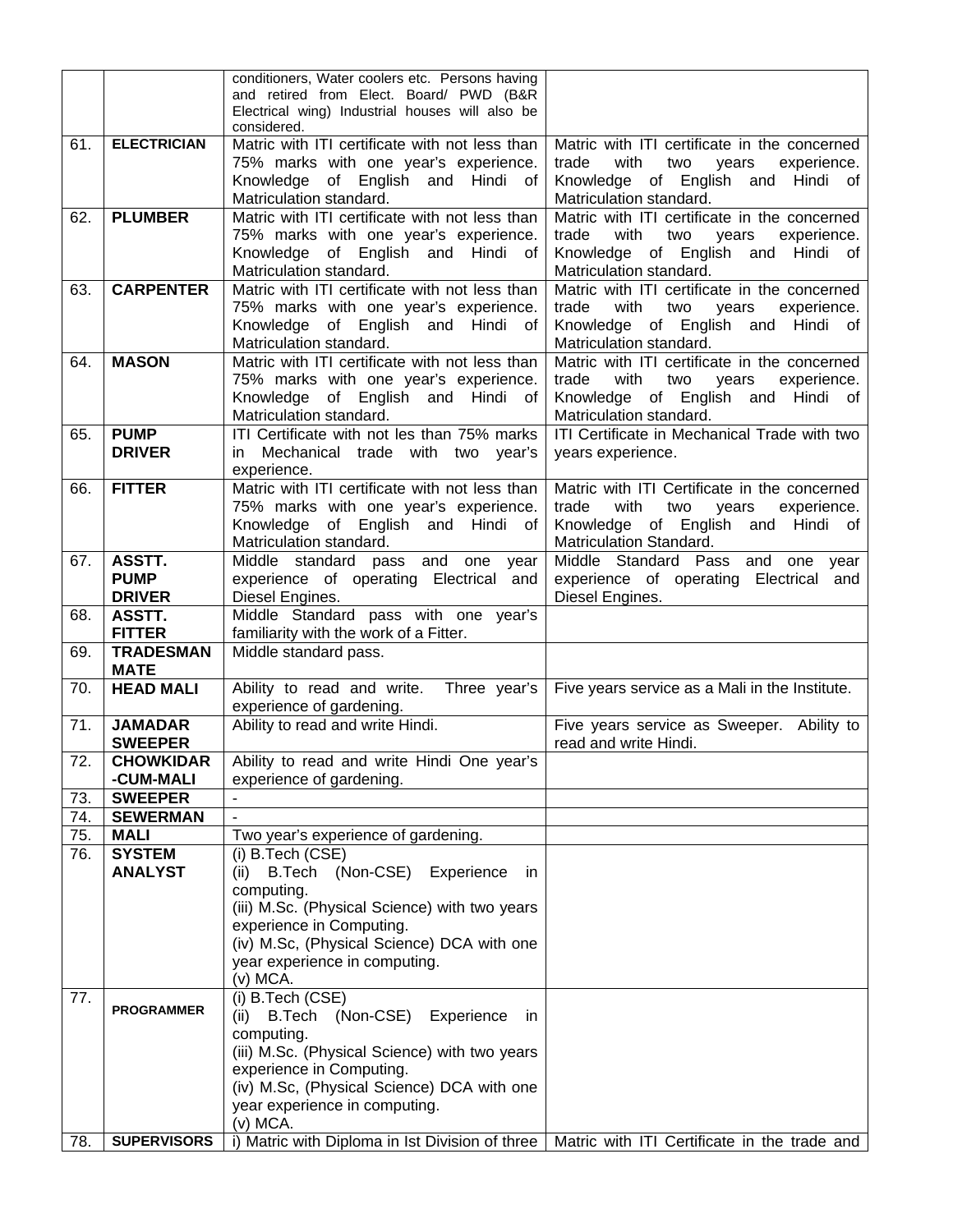| | | | |
|---|---|---|---|
| | | conditioners, Water coolers etc. Persons having and retired from Elect. Board/ PWD (B&R Electrical wing) Industrial houses will also be considered. | |
| 61. | **ELECTRICIAN** | Matric with ITI certificate with not less than 75% marks with one year's experience. Knowledge of English and Hindi of Matriculation standard. | Matric with ITI certificate in the concerned trade with two years experience. Knowledge of English and Hindi of Matriculation standard. |
| 62. | **PLUMBER** | Matric with ITI certificate with not less than 75% marks with one year's experience. Knowledge of English and Hindi of Matriculation standard. | Matric with ITI certificate in the concerned trade with two years experience. Knowledge of English and Hindi of Matriculation standard. |
| 63. | **CARPENTER** | Matric with ITI certificate with not less than 75% marks with one year's experience. Knowledge of English and Hindi of Matriculation standard. | Matric with ITI certificate in the concerned trade with two years experience. Knowledge of English and Hindi of Matriculation standard. |
| 64. | **MASON** | Matric with ITI certificate with not less than 75% marks with one year's experience. Knowledge of English and Hindi of Matriculation standard. | Matric with ITI certificate in the concerned trade with two years experience. Knowledge of English and Hindi of Matriculation standard. |
| 65. | **PUMP DRIVER** | ITI Certificate with not les than 75% marks in Mechanical trade with two year's experience. | ITI Certificate in Mechanical Trade with two years experience. |
| 66. | **FITTER** | Matric with ITI certificate with not less than 75% marks with one year's experience. Knowledge of English and Hindi of Matriculation standard. | Matric with ITI Certificate in the concerned trade with two years experience. Knowledge of English and Hindi of Matriculation Standard. |
| 67. | **ASSTT. PUMP DRIVER** | Middle standard pass and one year experience of operating Electrical and Diesel Engines. | Middle Standard Pass and one year experience of operating Electrical and Diesel Engines. |
| 68. | **ASSTT. FITTER** | Middle Standard pass with one year's familiarity with the work of a Fitter. | |
| 69. | **TRADESMAN MATE** | Middle standard pass. | |
| 70. | **HEAD MALI** | Ability to read and write. Three year's experience of gardening. | Five years service as a Mali in the Institute. |
| 71. | **JAMADAR SWEEPER** | Ability to read and write Hindi. | Five years service as Sweeper. Ability to read and write Hindi. |
| 72. | **CHOWKIDAR -CUM-MALI** | Ability to read and write Hindi One year's experience of gardening. | |
| 73. | **SWEEPER** | - | |
| 74. | **SEWERMAN** | - | |
| 75. | **MALI** | Two year's experience of gardening. | |
| 76. | **SYSTEM ANALYST** | (i) B.Tech (CSE)<br>(ii) B.Tech (Non-CSE) Experience in computing.<br>(iii) M.Sc. (Physical Science) with two years experience in Computing.<br>(iv) M.Sc, (Physical Science) DCA with one year experience in computing.<br>(v) MCA. | |
| 77. | **PROGRAMMER** | (i) B.Tech (CSE)<br>(ii) B.Tech (Non-CSE) Experience in computing.<br>(iii) M.Sc. (Physical Science) with two years experience in Computing.<br>(iv) M.Sc, (Physical Science) DCA with one year experience in computing.<br>(v) MCA. | |
| 78. | **SUPERVISORS** | i) Matric with Diploma in Ist Division of three | Matric with ITI Certificate in the trade and |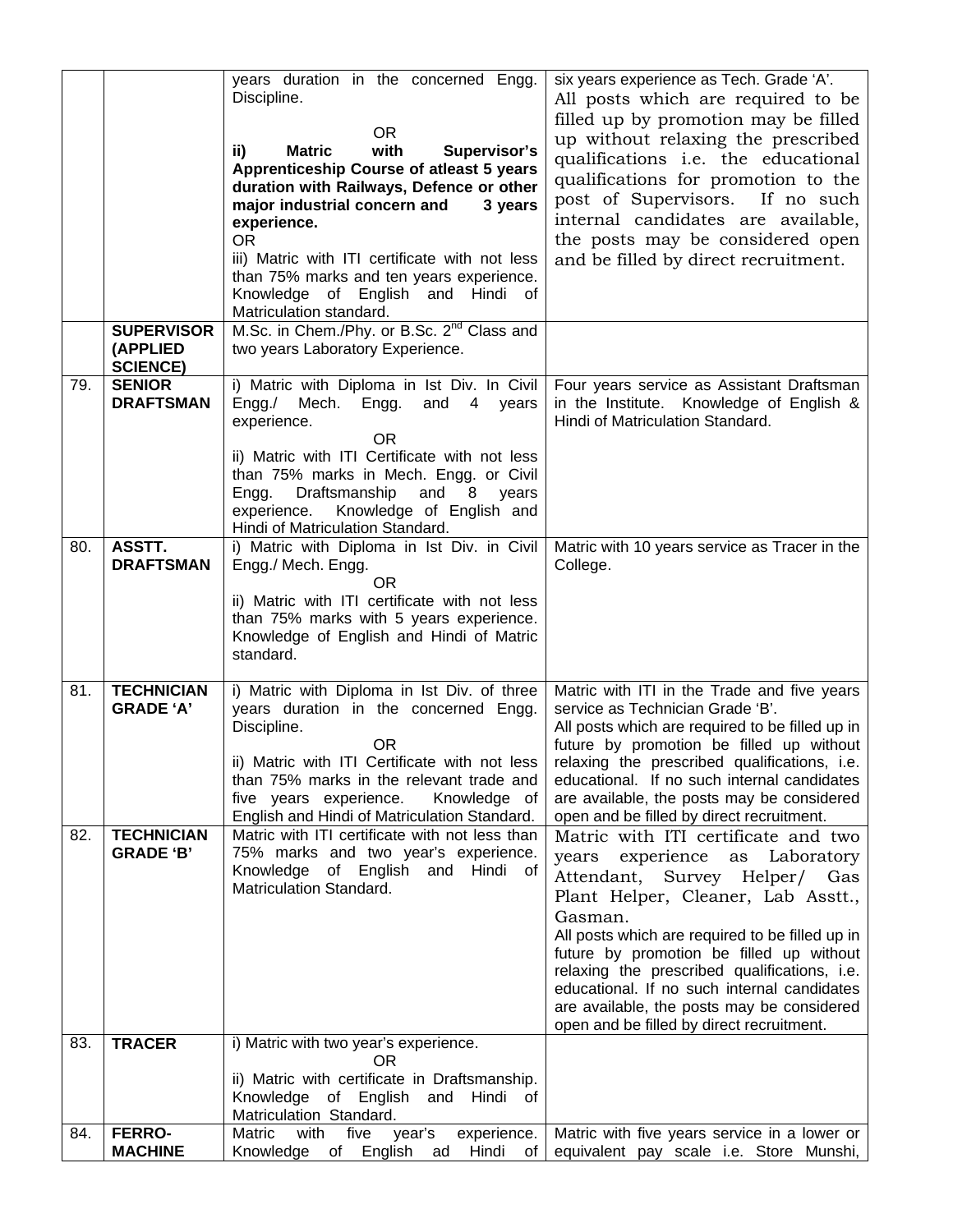| | | | |
|---|---|---|---|
| | | years duration in the concerned Engg. Discipline.<br>OR<br>**ii) Matric with Supervisor's Apprenticeship Course of atleast 5 years duration with Railways, Defence or other major industrial concern and 3 years experience.**<br>OR<br>iii) Matric with ITI certificate with not less than 75% marks and ten years experience. Knowledge of English and Hindi of Matriculation standard. | six years experience as Tech. Grade 'A'.<br>All posts which are required to be filled up by promotion may be filled up without relaxing the prescribed qualifications i.e. the educational qualifications for promotion to the post of Supervisors. If no such internal candidates are available, the posts may be considered open and be filled by direct recruitment. |
| | **SUPERVISOR (APPLIED SCIENCE)** | M.Sc. in Chem./Phy. or B.Sc. 2nd Class and two years Laboratory Experience. | |
| 79. | **SENIOR DRAFTSMAN** | i) Matric with Diploma in Ist Div. In Civil Engg./ Mech. Engg. and 4 years experience.<br>OR<br>ii) Matric with ITI Certificate with not less than 75% marks in Mech. Engg. or Civil Engg. Draftsmanship and 8 years experience. Knowledge of English and Hindi of Matriculation Standard. | Four years service as Assistant Draftsman in the Institute. Knowledge of English & Hindi of Matriculation Standard. |
| 80. | **ASSTT. DRAFTSMAN** | i) Matric with Diploma in Ist Div. in Civil Engg./ Mech. Engg.<br>OR<br>ii) Matric with ITI certificate with not less than 75% marks with 5 years experience. Knowledge of English and Hindi of Matric standard. | Matric with 10 years service as Tracer in the College. |
| 81. | **TECHNICIAN GRADE 'A'** | i) Matric with Diploma in Ist Div. of three years duration in the concerned Engg. Discipline.<br>OR<br>ii) Matric with ITI Certificate with not less than 75% marks in the relevant trade and five years experience. Knowledge of English and Hindi of Matriculation Standard. | Matric with ITI in the Trade and five years service as Technician Grade 'B'.<br>All posts which are required to be filled up in future by promotion be filled up without relaxing the prescribed qualifications, i.e. educational. If no such internal candidates are available, the posts may be considered open and be filled by direct recruitment. |
| 82. | **TECHNICIAN GRADE 'B'** | Matric with ITI certificate with not less than 75% marks and two year's experience. Knowledge of English and Hindi of Matriculation Standard. | Matric with ITI certificate and two years experience as Laboratory Attendant, Survey Helper/ Gas Plant Helper, Cleaner, Lab Asstt., Gasman.<br>All posts which are required to be filled up in future by promotion be filled up without relaxing the prescribed qualifications, i.e. educational. If no such internal candidates are available, the posts may be considered open and be filled by direct recruitment. |
| 83. | **TRACER** | i) Matric with two year's experience.<br>OR<br>ii) Matric with certificate in Draftsmanship. Knowledge of English and Hindi of Matriculation Standard. | |
| 84. | **FERRO-MACHINE** | Matric with five year's experience. Knowledge of English ad Hindi of | Matric with five years service in a lower or equivalent pay scale i.e. Store Munshi, |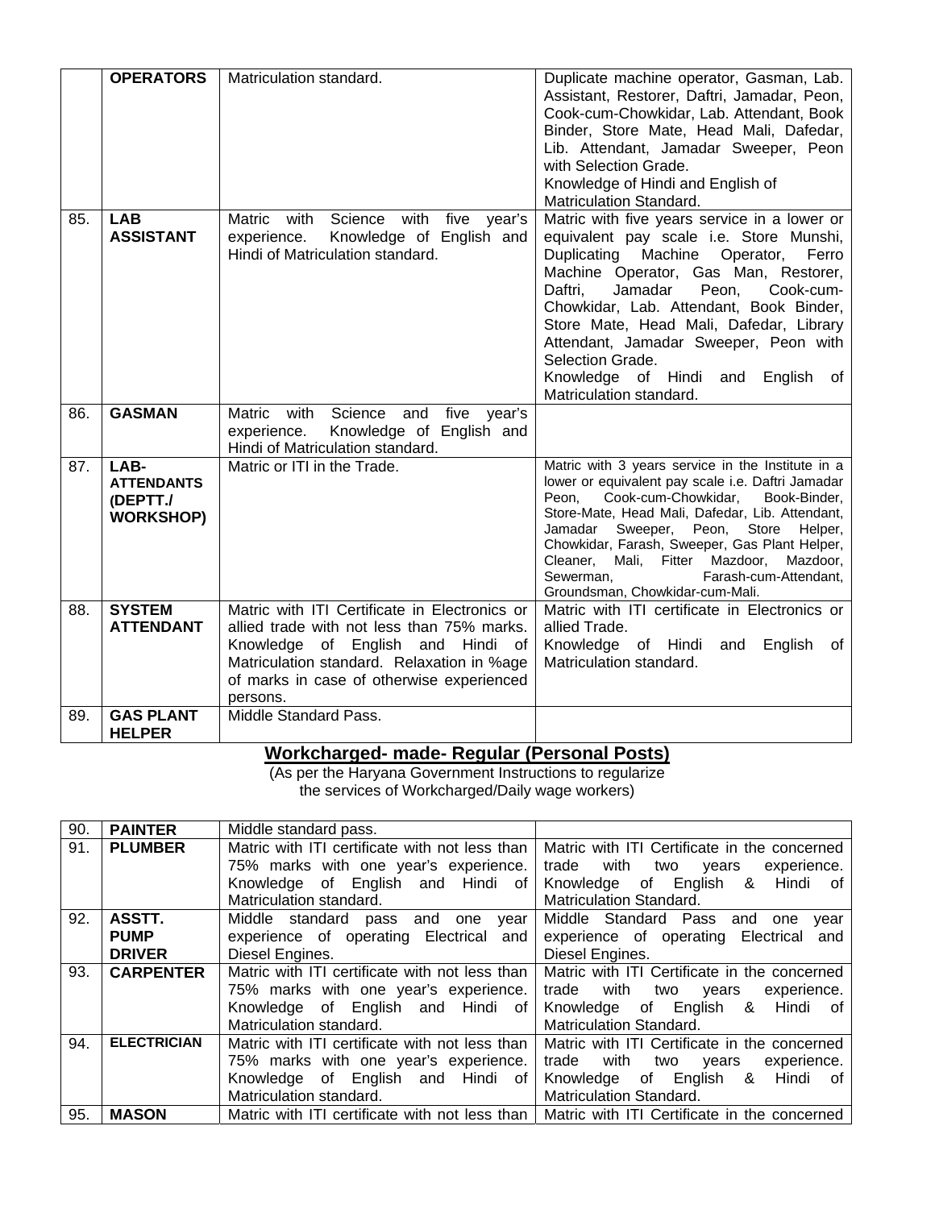|  |  |  |  |
|---|---|---|---|
|  | **OPERATORS** | Matriculation standard. | Duplicate machine operator, Gasman, Lab. Assistant, Restorer, Daftri, Jamadar, Peon, Cook-cum-Chowkidar, Lab. Attendant, Book Binder, Store Mate, Head Mali, Dafedar, Lib. Attendant, Jamadar Sweeper, Peon with Selection Grade.<br>Knowledge of Hindi and English of Matriculation Standard. |
| 85. | **LAB ASSISTANT** | Matric with Science with five year's experience. Knowledge of English and Hindi of Matriculation standard. | Matric with five years service in a lower or equivalent pay scale i.e. Store Munshi, Duplicating Machine Operator, Ferro Machine Operator, Gas Man, Restorer, Daftri, Jamadar Peon, Cook-cum-Chowkidar, Lab. Attendant, Book Binder, Store Mate, Head Mali, Dafedar, Library Attendant, Jamadar Sweeper, Peon with Selection Grade.<br>Knowledge of Hindi and English of Matriculation standard. |
| 86. | **GASMAN** | Matric with Science and five year's experience. Knowledge of English and Hindi of Matriculation standard. |  |
| 87. | **LAB-ATTENDANTS (DEPTT./ WORKSHOP)** | Matric or ITI in the Trade. | Matric with 3 years service in the Institute in a lower or equivalent pay scale i.e. Daftri Jamadar Peon, Cook-cum-Chowkidar, Book-Binder, Store-Mate, Head Mali, Dafedar, Lib. Attendant, Jamadar Sweeper, Peon, Store Helper, Chowkidar, Farash, Sweeper, Gas Plant Helper, Cleaner, Mali, Fitter Mazdoor, Mazdoor, Sewerman, Farash-cum-Attendant, Groundsman, Chowkidar-cum-Mali. |
| 88. | **SYSTEM ATTENDANT** | Matric with ITI Certificate in Electronics or allied trade with not less than 75% marks. Knowledge of English and Hindi of Matriculation standard. Relaxation in %age of marks in case of otherwise experienced persons. | Matric with ITI certificate in Electronics or allied Trade.<br>Knowledge of Hindi and English of Matriculation standard. |
| 89. | **GAS PLANT HELPER** | Middle Standard Pass. |  |

## Workcharged- made- Regular (Personal Posts)

(As per the Haryana Government Instructions to regularize the services of Workcharged/Daily wage workers)

|  |  |  |  |
|---|---|---|---|
| 90. | **PAINTER** | Middle standard pass. |  |
| 91. | **PLUMBER** | Matric with ITI certificate with not less than 75% marks with one year's experience. Knowledge of English and Hindi of Matriculation standard. | Matric with ITI Certificate in the concerned trade with two years experience. Knowledge of English & Hindi of Matriculation Standard. |
| 92. | **ASSTT. PUMP DRIVER** | Middle standard pass and one year experience of operating Electrical and Diesel Engines. | Middle Standard Pass and one year experience of operating Electrical and Diesel Engines. |
| 93. | **CARPENTER** | Matric with ITI certificate with not less than 75% marks with one year's experience. Knowledge of English and Hindi of Matriculation standard. | Matric with ITI Certificate in the concerned trade with two years experience. Knowledge of English & Hindi of Matriculation Standard. |
| 94. | **ELECTRICIAN** | Matric with ITI certificate with not less than 75% marks with one year's experience. Knowledge of English and Hindi of Matriculation standard. | Matric with ITI Certificate in the concerned trade with two years experience. Knowledge of English & Hindi of Matriculation Standard. |
| 95. | **MASON** | Matric with ITI certificate with not less than | Matric with ITI Certificate in the concerned |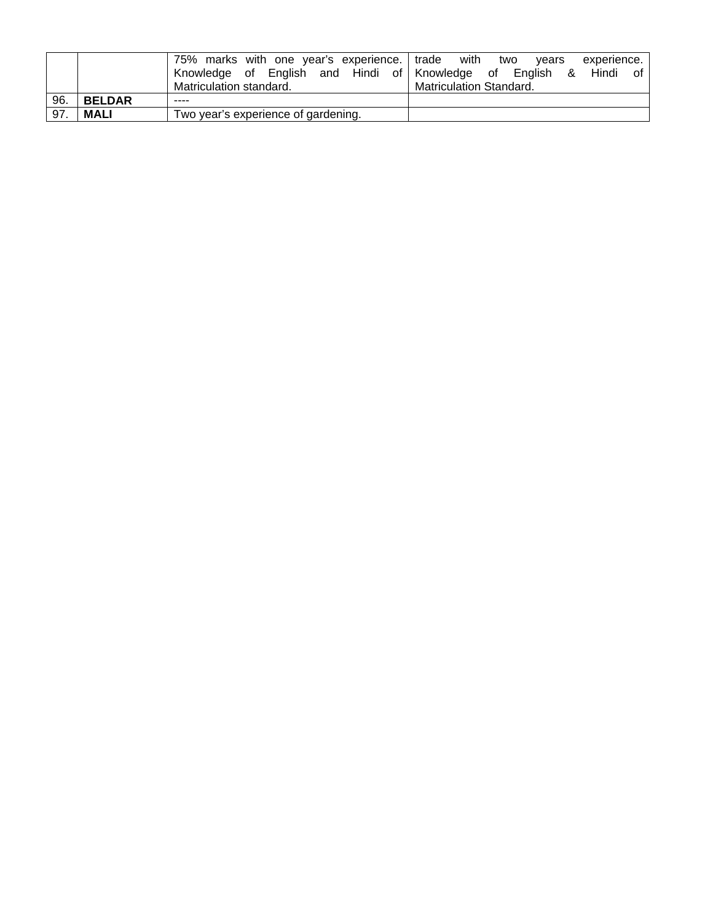| | | | |
|---|---|---|---|
| | | 75% marks with one year's experience. Knowledge of English and Hindi of Matriculation standard. | trade with two years experience. Knowledge of English & Hindi of Matriculation Standard. |
| 96. | **BELDAR** | ---- | |
| 97. | **MALI** | Two year's experience of gardening. | |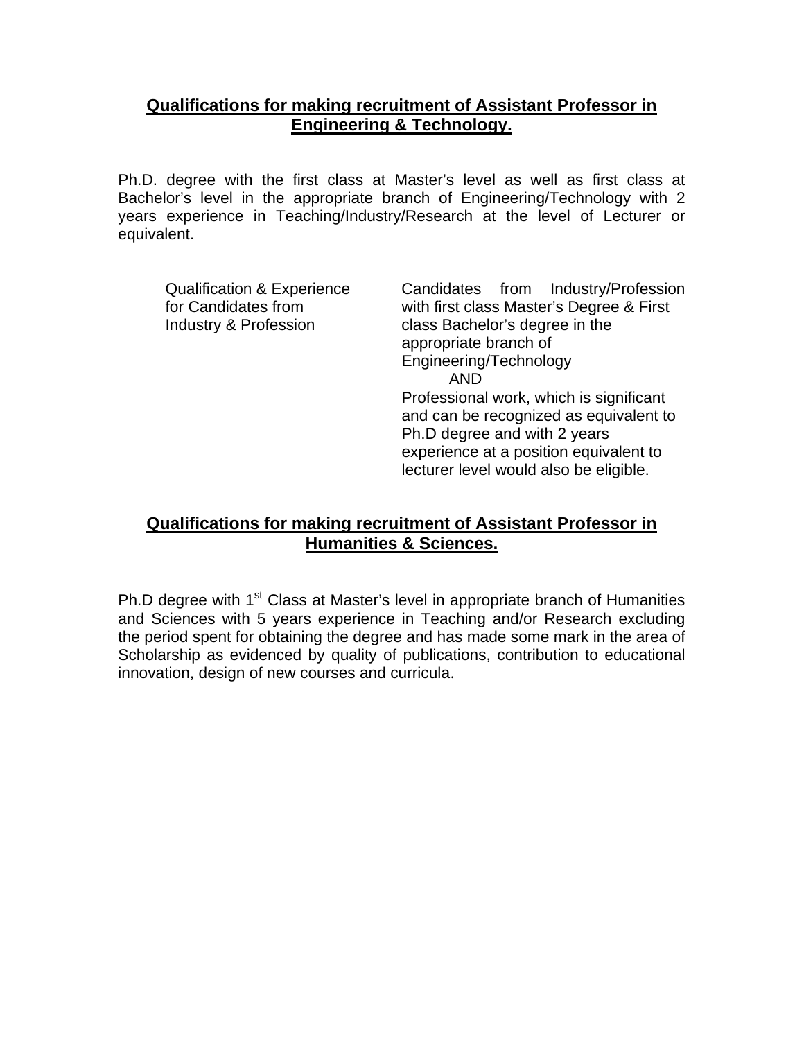## Qualifications for making recruitment of Assistant Professor in Engineering & Technology.

Ph.D. degree with the first class at Master's level as well as first class at Bachelor's level in the appropriate branch of Engineering/Technology with 2 years experience in Teaching/Industry/Research at the level of Lecturer or equivalent.

| | |
|---|---|
| Qualification & Experience for Candidates from Industry & Profession | Candidates from Industry/Profession with first class Master's Degree & First class Bachelor's degree in the appropriate branch of Engineering/Technology<br>AND<br>Professional work, which is significant and can be recognized as equivalent to Ph.D degree and with 2 years experience at a position equivalent to lecturer level would also be eligible. |

## Qualifications for making recruitment of Assistant Professor in Humanities & Sciences.

Ph.D degree with 1st Class at Master's level in appropriate branch of Humanities and Sciences with 5 years experience in Teaching and/or Research excluding the period spent for obtaining the degree and has made some mark in the area of Scholarship as evidenced by quality of publications, contribution to educational innovation, design of new courses and curricula.